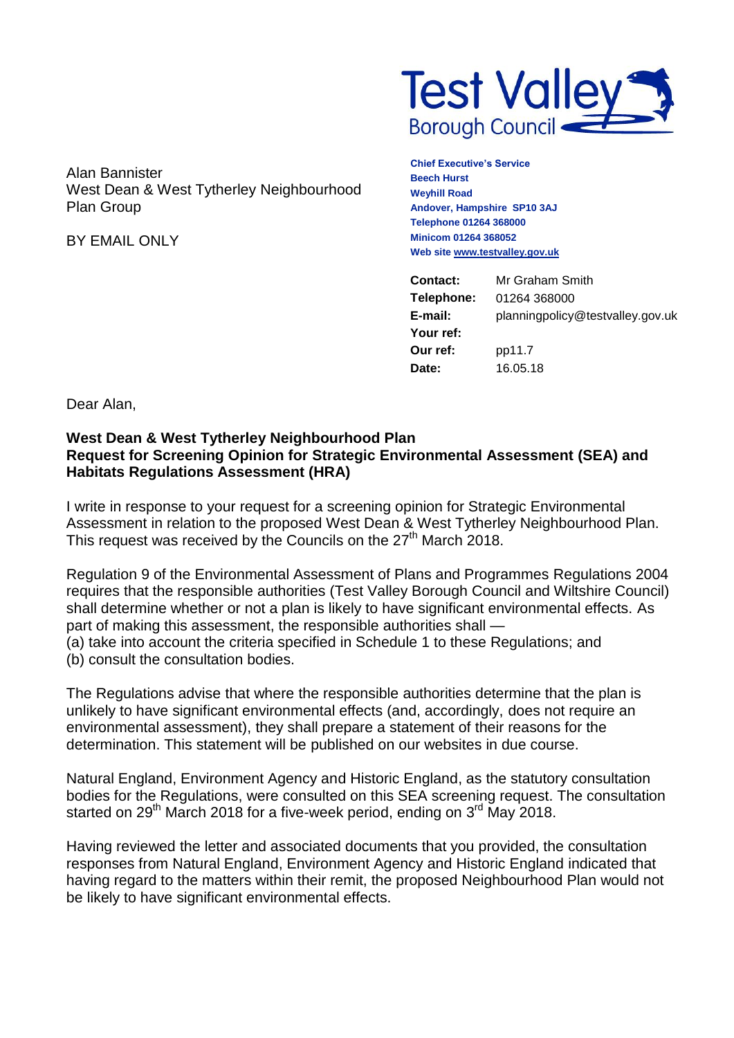**Test Valley**
**Borough Council**

Alan Bannister
West Dean & West Tytherley Neighbourhood Plan Group

BY EMAIL ONLY

**Chief Executive's Service**
**Beech Hurst**
**Weyhill Road**
**Andover, Hampshire SP10 3AJ**
**Telephone 01264 368000**
**Minicom 01264 368052**
**Web site www.testvalley.gov.uk**

| | |
|---|---|
| **Contact:** | Mr Graham Smith |
| **Telephone:** | 01264 368000 |
| **E-mail:** | planningpolicy@testvalley.gov.uk |
| **Your ref:** | |
| **Our ref:** | pp11.7 |
| **Date:** | 16.05.18 |

Dear Alan,

**West Dean & West Tytherley Neighbourhood Plan**
**Request for Screening Opinion for Strategic Environmental Assessment (SEA) and Habitats Regulations Assessment (HRA)**

I write in response to your request for a screening opinion for Strategic Environmental Assessment in relation to the proposed West Dean & West Tytherley Neighbourhood Plan. This request was received by the Councils on the 27th March 2018.

Regulation 9 of the Environmental Assessment of Plans and Programmes Regulations 2004 requires that the responsible authorities (Test Valley Borough Council and Wiltshire Council) shall determine whether or not a plan is likely to have significant environmental effects. As part of making this assessment, the responsible authorities shall —
(a) take into account the criteria specified in Schedule 1 to these Regulations; and
(b) consult the consultation bodies.

The Regulations advise that where the responsible authorities determine that the plan is unlikely to have significant environmental effects (and, accordingly, does not require an environmental assessment), they shall prepare a statement of their reasons for the determination. This statement will be published on our websites in due course.

Natural England, Environment Agency and Historic England, as the statutory consultation bodies for the Regulations, were consulted on this SEA screening request. The consultation started on 29th March 2018 for a five-week period, ending on 3rd May 2018.

Having reviewed the letter and associated documents that you provided, the consultation responses from Natural England, Environment Agency and Historic England indicated that having regard to the matters within their remit, the proposed Neighbourhood Plan would not be likely to have significant environmental effects.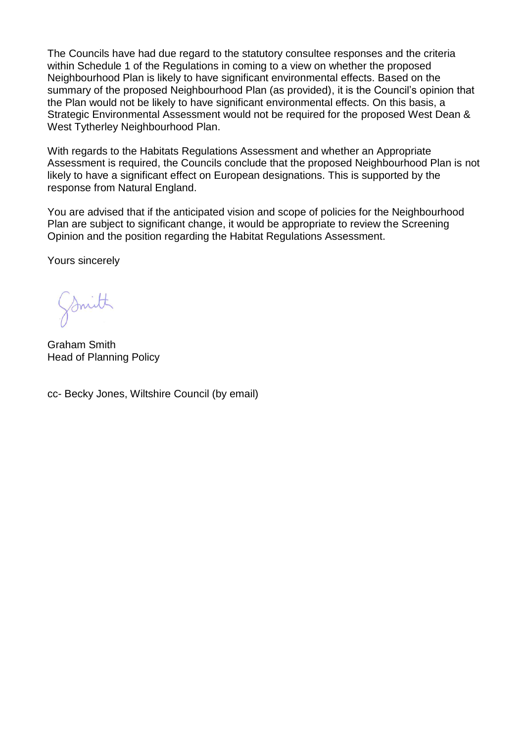The Councils have had due regard to the statutory consultee responses and the criteria within Schedule 1 of the Regulations in coming to a view on whether the proposed Neighbourhood Plan is likely to have significant environmental effects. Based on the summary of the proposed Neighbourhood Plan (as provided), it is the Council's opinion that the Plan would not be likely to have significant environmental effects. On this basis, a Strategic Environmental Assessment would not be required for the proposed West Dean & West Tytherley Neighbourhood Plan.

With regards to the Habitats Regulations Assessment and whether an Appropriate Assessment is required, the Councils conclude that the proposed Neighbourhood Plan is not likely to have a significant effect on European designations. This is supported by the response from Natural England.

You are advised that if the anticipated vision and scope of policies for the Neighbourhood Plan are subject to significant change, it would be appropriate to review the Screening Opinion and the position regarding the Habitat Regulations Assessment.

Yours sincerely

GSmith

Graham Smith
Head of Planning Policy

cc- Becky Jones, Wiltshire Council (by email)